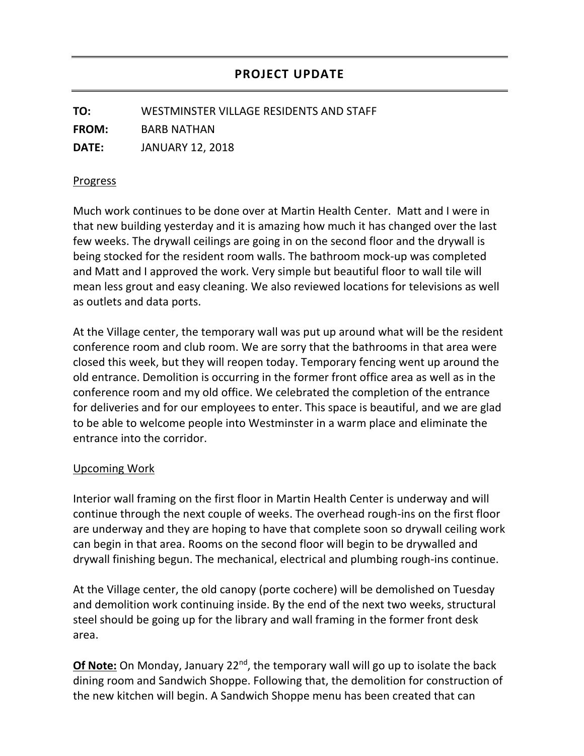## PROJECT UPDATE

**TO:** WESTMINSTER VILLAGE RESIDENTS AND STAFF

**FROM:** BARB NATHAN

**DATE:** JANUARY 12, 2018

### Progress

Much work continues to be done over at Martin Health Center. Matt and I were in that new building yesterday and it is amazing how much it has changed over the last few weeks. The drywall ceilings are going in on the second floor and the drywall is being stocked for the resident room walls. The bathroom mock-up was completed and Matt and I approved the work. Very simple but beautiful floor to wall tile will mean less grout and easy cleaning. We also reviewed locations for televisions as well as outlets and data ports.

At the Village center, the temporary wall was put up around what will be the resident conference room and club room. We are sorry that the bathrooms in that area were closed this week, but they will reopen today. Temporary fencing went up around the old entrance. Demolition is occurring in the former front office area as well as in the conference room and my old office. We celebrated the completion of the entrance for deliveries and for our employees to enter. This space is beautiful, and we are glad to be able to welcome people into Westminster in a warm place and eliminate the entrance into the corridor.

### Upcoming Work

Interior wall framing on the first floor in Martin Health Center is underway and will continue through the next couple of weeks. The overhead rough-ins on the first floor are underway and they are hoping to have that complete soon so drywall ceiling work can begin in that area. Rooms on the second floor will begin to be drywalled and drywall finishing begun. The mechanical, electrical and plumbing rough-ins continue.

At the Village center, the old canopy (porte cochere) will be demolished on Tuesday and demolition work continuing inside. By the end of the next two weeks, structural steel should be going up for the library and wall framing in the former front desk area.

**Of Note:** On Monday, January 22nd, the temporary wall will go up to isolate the back dining room and Sandwich Shoppe. Following that, the demolition for construction of the new kitchen will begin. A Sandwich Shoppe menu has been created that can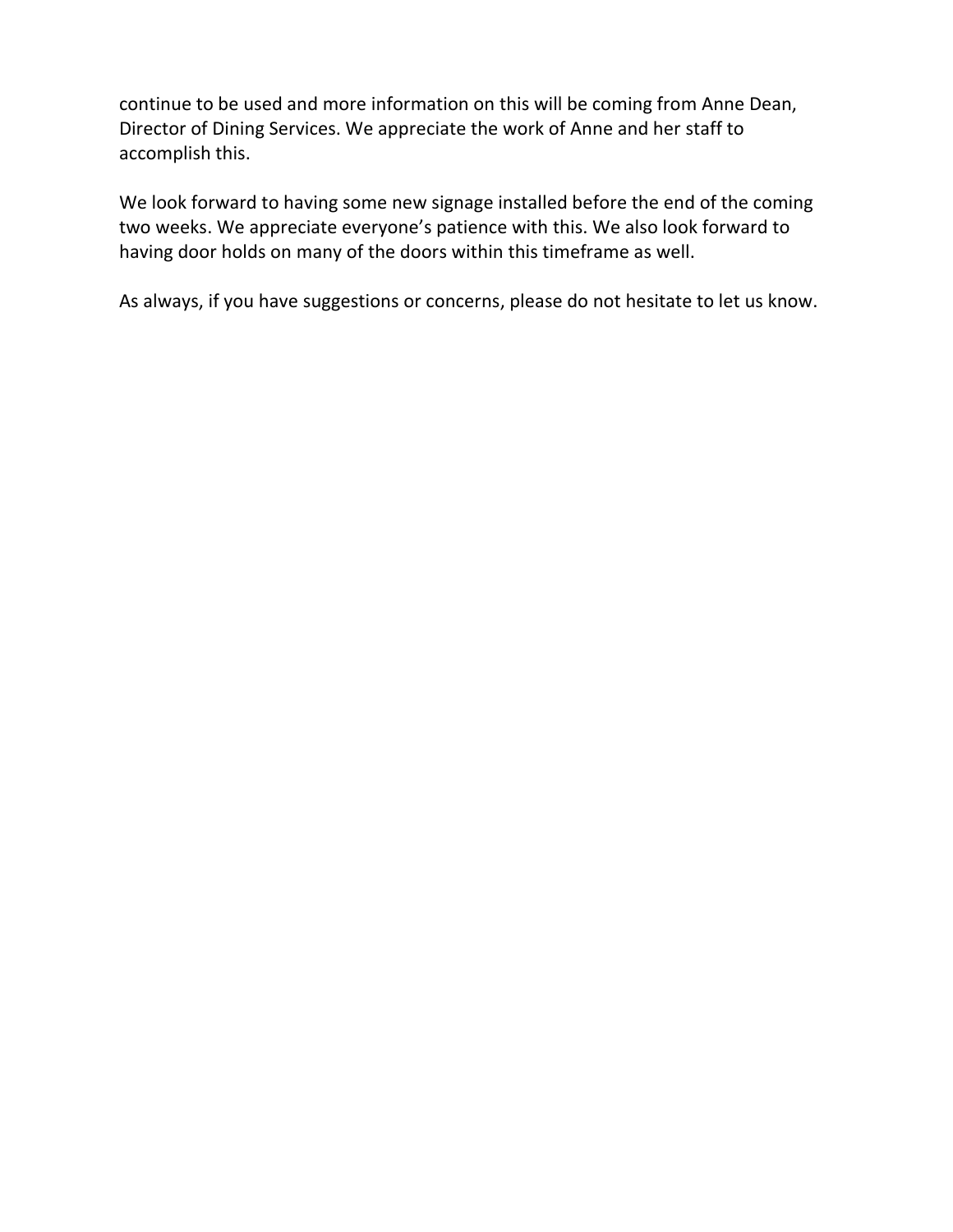continue to be used and more information on this will be coming from Anne Dean, Director of Dining Services. We appreciate the work of Anne and her staff to accomplish this.

We look forward to having some new signage installed before the end of the coming two weeks. We appreciate everyone's patience with this. We also look forward to having door holds on many of the doors within this timeframe as well.

As always, if you have suggestions or concerns, please do not hesitate to let us know.